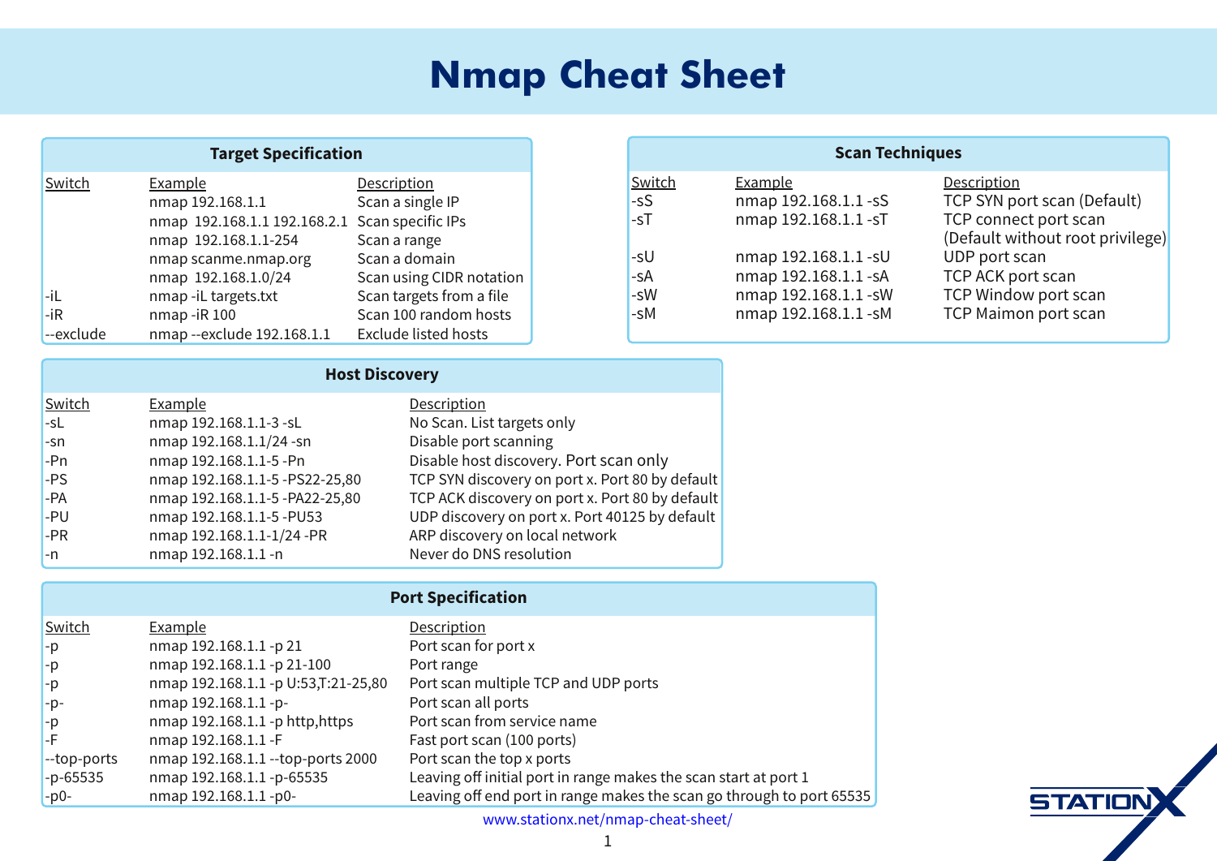# Nmap Cheat Sheet

## Target Specification

| Switch | Example | Description |
|---|---|---|
| | nmap 192.168.1.1 | Scan a single IP |
| | nmap 192.168.1.1 192.168.2.1 | Scan specific IPs |
| | nmap 192.168.1.1-254 | Scan a range |
| | nmap scanme.nmap.org | Scan a domain |
| | nmap 192.168.1.0/24 | Scan using CIDR notation |
| -iL | nmap -iL targets.txt | Scan targets from a file |
| -iR | nmap -iR 100 | Scan 100 random hosts |
| --exclude | nmap --exclude 192.168.1.1 | Exclude listed hosts |

## Scan Techniques

| Switch | Example | Description |
|---|---|---|
| -sS | nmap 192.168.1.1 -sS | TCP SYN port scan (Default) |
| -sT | nmap 192.168.1.1 -sT | TCP connect port scan (Default without root privilege) |
| -sU | nmap 192.168.1.1 -sU | UDP port scan |
| -sA | nmap 192.168.1.1 -sA | TCP ACK port scan |
| -sW | nmap 192.168.1.1 -sW | TCP Window port scan |
| -sM | nmap 192.168.1.1 -sM | TCP Maimon port scan |

## Host Discovery

| Switch | Example | Description |
|---|---|---|
| -sL | nmap 192.168.1.1-3 -sL | No Scan. List targets only |
| -sn | nmap 192.168.1.1/24 -sn | Disable port scanning |
| -Pn | nmap 192.168.1.1-5 -Pn | Disable host discovery. Port scan only |
| -PS | nmap 192.168.1.1-5 -PS22-25,80 | TCP SYN discovery on port x. Port 80 by default |
| -PA | nmap 192.168.1.1-5 -PA22-25,80 | TCP ACK discovery on port x. Port 80 by default |
| -PU | nmap 192.168.1.1-5 -PU53 | UDP discovery on port x. Port 40125 by default |
| -PR | nmap 192.168.1.1-1/24 -PR | ARP discovery on local network |
| -n | nmap 192.168.1.1 -n | Never do DNS resolution |

## Port Specification

| Switch | Example | Description |
|---|---|---|
| -p | nmap 192.168.1.1 -p 21 | Port scan for port x |
| -p | nmap 192.168.1.1 -p 21-100 | Port range |
| -p | nmap 192.168.1.1 -p U:53,T:21-25,80 | Port scan multiple TCP and UDP ports |
| -p- | nmap 192.168.1.1 -p- | Port scan all ports |
| -p | nmap 192.168.1.1 -p http,https | Port scan from service name |
| -F | nmap 192.168.1.1 -F | Fast port scan (100 ports) |
| --top-ports | nmap 192.168.1.1 --top-ports 2000 | Port scan the top x ports |
| -p-65535 | nmap 192.168.1.1 -p-65535 | Leaving off initial port in range makes the scan start at port 1 |
| -p0- | nmap 192.168.1.1 -p0- | Leaving off end port in range makes the scan go through to port 65535 |

www.stationx.net/nmap-cheat-sheet/

STATIONX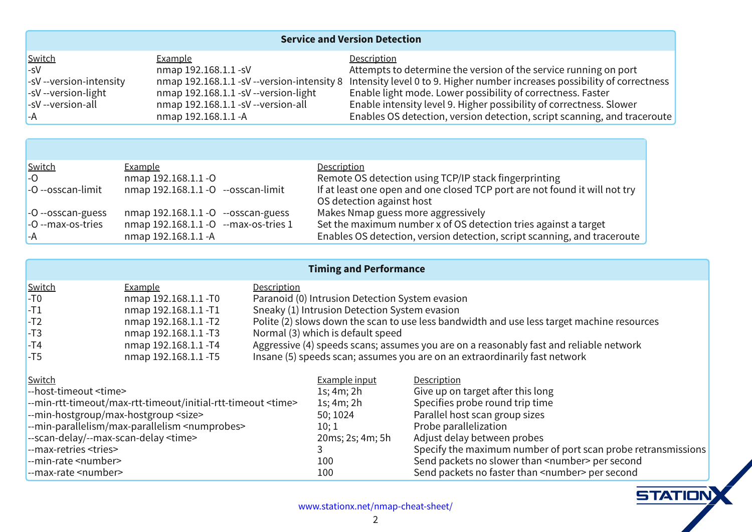## Service and Version Detection

| Switch | Example | Description |
|---|---|---|
| -sV | nmap 192.168.1.1 -sV | Attempts to determine the version of the service running on port |
| -sV --version-intensity | nmap 192.168.1.1 -sV --version-intensity 8 | Intensity level 0 to 9. Higher number increases possibility of correctness |
| -sV --version-light | nmap 192.168.1.1 -sV --version-light | Enable light mode. Lower possibility of correctness. Faster |
| -sV --version-all | nmap 192.168.1.1 -sV --version-all | Enable intensity level 9. Higher possibility of correctness. Slower |
| -A | nmap 192.168.1.1 -A | Enables OS detection, version detection, script scanning, and traceroute |

| Switch | Example | Description |
|---|---|---|
| -O | nmap 192.168.1.1 -O | Remote OS detection using TCP/IP stack fingerprinting |
| -O --osscan-limit | nmap 192.168.1.1 -O --osscan-limit | If at least one open and one closed TCP port are not found it will not try OS detection against host |
| -O --osscan-guess | nmap 192.168.1.1 -O --osscan-guess | Makes Nmap guess more aggressively |
| -O --max-os-tries | nmap 192.168.1.1 -O --max-os-tries 1 | Set the maximum number x of OS detection tries against a target |
| -A | nmap 192.168.1.1 -A | Enables OS detection, version detection, script scanning, and traceroute |

## Timing and Performance

| Switch | Example | Description |
|---|---|---|
| -T0 | nmap 192.168.1.1 -T0 | Paranoid (0) Intrusion Detection System evasion |
| -T1 | nmap 192.168.1.1 -T1 | Sneaky (1) Intrusion Detection System evasion |
| -T2 | nmap 192.168.1.1 -T2 | Polite (2) slows down the scan to use less bandwidth and use less target machine resources |
| -T3 | nmap 192.168.1.1 -T3 | Normal (3) which is default speed |
| -T4 | nmap 192.168.1.1 -T4 | Aggressive (4) speeds scans; assumes you are on a reasonably fast and reliable network |
| -T5 | nmap 192.168.1.1 -T5 | Insane (5) speeds scan; assumes you are on an extraordinarily fast network |

| Switch | Example input | Description |
|---|---|---|
| --host-timeout <time> | 1s; 4m; 2h | Give up on target after this long |
| --min-rtt-timeout/max-rtt-timeout/initial-rtt-timeout <time> | 1s; 4m; 2h | Specifies probe round trip time |
| --min-hostgroup/max-hostgroup <size> | 50; 1024 | Parallel host scan group sizes |
| --min-parallelism/max-parallelism <numprobes> | 10; 1 | Probe parallelization |
| --scan-delay/--max-scan-delay <time> | 20ms; 2s; 4m; 5h | Adjust delay between probes |
| --max-retries <tries> | 3 | Specify the maximum number of port scan probe retransmissions |
| --min-rate <number> | 100 | Send packets no slower than <number> per second |
| --max-rate <number> | 100 | Send packets no faster than <number> per second |

www.stationx.net/nmap-cheat-sheet/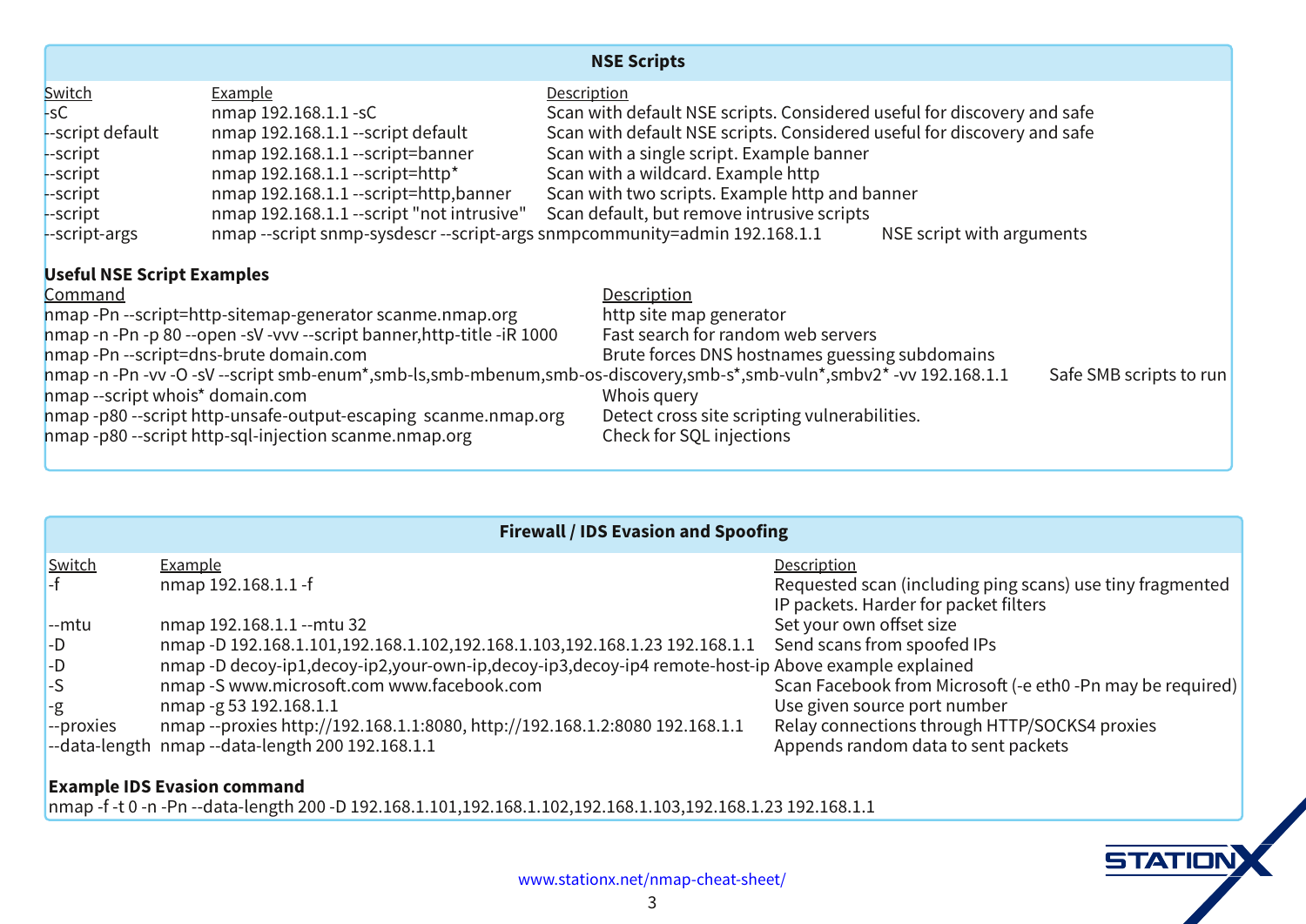## NSE Scripts

| Switch | Example | Description |
| --- | --- | --- |
| -sC | nmap 192.168.1.1 -sC | Scan with default NSE scripts. Considered useful for discovery and safe |
| --script default | nmap 192.168.1.1 --script default | Scan with default NSE scripts. Considered useful for discovery and safe |
| --script | nmap 192.168.1.1 --script=banner | Scan with a single script. Example banner |
| --script | nmap 192.168.1.1 --script=http* | Scan with a wildcard. Example http |
| --script | nmap 192.168.1.1 --script=http,banner | Scan with two scripts. Example http and banner |
| --script | nmap 192.168.1.1 --script "not intrusive" | Scan default, but remove intrusive scripts |
| --script-args | nmap --script snmp-sysdescr --script-args snmpcommunity=admin 192.168.1.1 | NSE script with arguments |

### Useful NSE Script Examples

| Command | Description |
| --- | --- |
| nmap -Pn --script=http-sitemap-generator scanme.nmap.org | http site map generator |
| nmap -n -Pn -p 80 --open -sV -vvv --script banner,http-title -iR 1000 | Fast search for random web servers |
| nmap -Pn --script=dns-brute domain.com | Brute forces DNS hostnames guessing subdomains |
| nmap -n -Pn -vv -O -sV --script smb-enum*,smb-ls,smb-mbenum,smb-os-discovery,smb-s*,smb-vuln*,smbv2* -vv 192.168.1.1 | Safe SMB scripts to run |
| nmap --script whois* domain.com | Whois query |
| nmap -p80 --script http-unsafe-output-escaping scanme.nmap.org | Detect cross site scripting vulnerabilities. |
| nmap -p80 --script http-sql-injection scanme.nmap.org | Check for SQL injections |

## Firewall / IDS Evasion and Spoofing

| Switch | Example | Description |
| --- | --- | --- |
| -f | nmap 192.168.1.1 -f | Requested scan (including ping scans) use tiny fragmented IP packets. Harder for packet filters |
| --mtu | nmap 192.168.1.1 --mtu 32 | Set your own offset size |
| -D | nmap -D 192.168.1.101,192.168.1.102,192.168.1.103,192.168.1.23 192.168.1.1 | Send scans from spoofed IPs |
| -D | nmap -D decoy-ip1,decoy-ip2,your-own-ip,decoy-ip3,decoy-ip4 remote-host-ip | Above example explained |
| -S | nmap -S www.microsoft.com www.facebook.com | Scan Facebook from Microsoft (-e eth0 -Pn may be required) |
| -g | nmap -g 53 192.168.1.1 | Use given source port number |
| --proxies | nmap --proxies http://192.168.1.1:8080, http://192.168.1.2:8080 192.168.1.1 | Relay connections through HTTP/SOCKS4 proxies |
| --data-length | nmap --data-length 200 192.168.1.1 | Appends random data to sent packets |

### Example IDS Evasion command

```
nmap -f -t 0 -n -Pn --data-length 200 -D 192.168.1.101,192.168.1.102,192.168.1.103,192.168.1.23 192.168.1.1
```

www.stationx.net/nmap-cheat-sheet/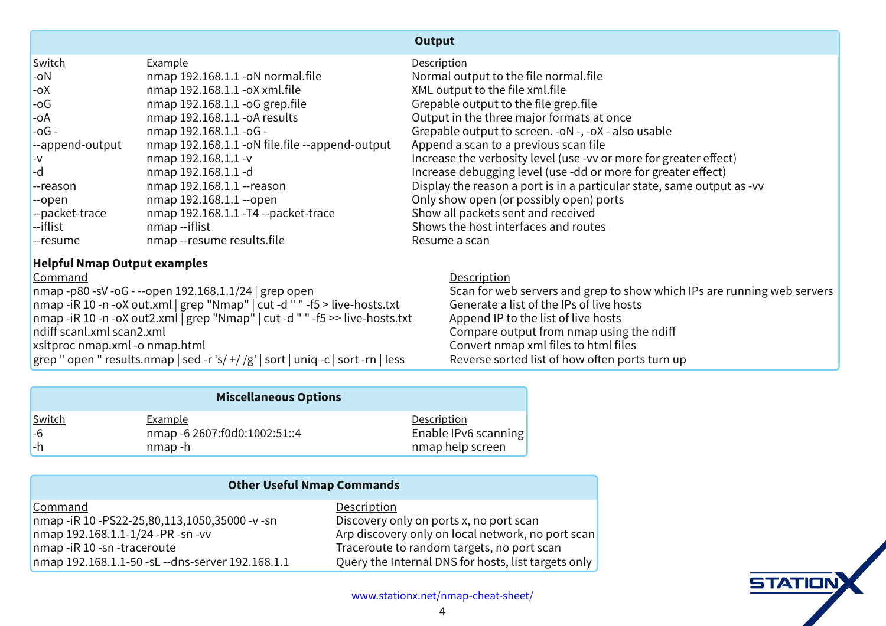## Output

| Switch | Example | Description |
|---|---|---|
| -oN | nmap 192.168.1.1 -oN normal.file | Normal output to the file normal.file |
| -oX | nmap 192.168.1.1 -oX xml.file | XML output to the file xml.file |
| -oG | nmap 192.168.1.1 -oG grep.file | Grepable output to the file grep.file |
| -oA | nmap 192.168.1.1 -oA results | Output in the three major formats at once |
| -oG - | nmap 192.168.1.1 -oG - | Grepable output to screen. -oN -, -oX - also usable |
| --append-output | nmap 192.168.1.1 -oN file.file --append-output | Append a scan to a previous scan file |
| -v | nmap 192.168.1.1 -v | Increase the verbosity level (use -vv or more for greater effect) |
| -d | nmap 192.168.1.1 -d | Increase debugging level (use -dd or more for greater effect) |
| --reason | nmap 192.168.1.1 --reason | Display the reason a port is in a particular state, same output as -vv |
| --open | nmap 192.168.1.1 --open | Only show open (or possibly open) ports |
| --packet-trace | nmap 192.168.1.1 -T4 --packet-trace | Show all packets sent and received |
| --iflist | nmap --iflist | Shows the host interfaces and routes |
| --resume | nmap --resume results.file | Resume a scan |

**Helpful Nmap Output examples**

| Command | Description |
|---|---|
| nmap -p80 -sV -oG - --open 192.168.1.1/24 \| grep open | Scan for web servers and grep to show which IPs are running web servers |
| nmap -iR 10 -n -oX out.xml \| grep "Nmap" \| cut -d " " -f5 > live-hosts.txt | Generate a list of the IPs of live hosts |
| nmap -iR 10 -n -oX out2.xml \| grep "Nmap" \| cut -d " " -f5 >> live-hosts.txt | Append IP to the list of live hosts |
| ndiff scanl.xml scan2.xml | Compare output from nmap using the ndiff |
| xsltproc nmap.xml -o nmap.html | Convert nmap xml files to html files |
| grep " open " results.nmap \| sed -r 's/ +/ /g' \| sort \| uniq -c \| sort -rn \| less | Reverse sorted list of how often ports turn up |

## Miscellaneous Options

| Switch | Example | Description |
|---|---|---|
| -6 | nmap -6 2607:f0d0:1002:51::4 | Enable IPv6 scanning |
| -h | nmap -h | nmap help screen |

## Other Useful Nmap Commands

| Command | Description |
|---|---|
| nmap -iR 10 -PS22-25,80,113,1050,35000 -v -sn | Discovery only on ports x, no port scan |
| nmap 192.168.1.1-1/24 -PR -sn -vv | Arp discovery only on local network, no port scan |
| nmap -iR 10 -sn -traceroute | Traceroute to random targets, no port scan |
| nmap 192.168.1.1-50 -sL --dns-server 192.168.1.1 | Query the Internal DNS for hosts, list targets only |

www.stationx.net/nmap-cheat-sheet/

STATIONX